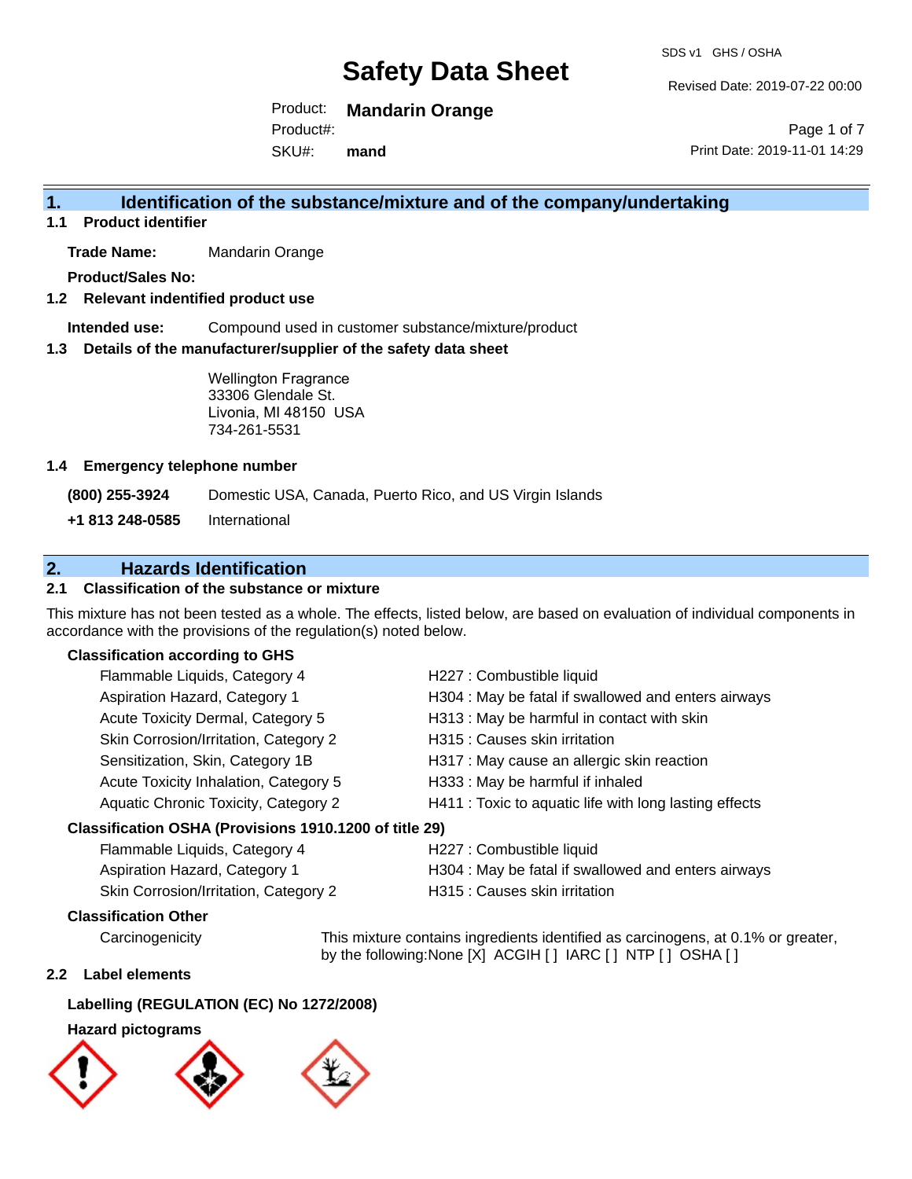# Safety Data Sheet

SDS v1 GHS / OSHA

Revised Date: 2019-07-22 00:00

Product: **Mandarin Orange**
Product#:
SKU#: **mand**

Print Date: 2019-11-01 14:29

## 1. Identification of the substance/mixture and of the company/undertaking

### 1.1 Product identifier

**Trade Name:** Mandarin Orange

**Product/Sales No:**

### 1.2 Relevant identified product use

**Intended use:** Compound used in customer substance/mixture/product

### 1.3 Details of the manufacturer/supplier of the safety data sheet

Wellington Fragrance
33306 Glendale St.
Livonia, MI 48150 USA
734-261-5531

### 1.4 Emergency telephone number

**(800) 255-3924** Domestic USA, Canada, Puerto Rico, and US Virgin Islands

**+1 813 248-0585** International

## 2. Hazards Identification

### 2.1 Classification of the substance or mixture

This mixture has not been tested as a whole. The effects, listed below, are based on evaluation of individual components in accordance with the provisions of the regulation(s) noted below.

**Classification according to GHS**

| | |
|---|---|
| Flammable Liquids, Category 4 | H227 : Combustible liquid |
| Aspiration Hazard, Category 1 | H304 : May be fatal if swallowed and enters airways |
| Acute Toxicity Dermal, Category 5 | H313 : May be harmful in contact with skin |
| Skin Corrosion/Irritation, Category 2 | H315 : Causes skin irritation |
| Sensitization, Skin, Category 1B | H317 : May cause an allergic skin reaction |
| Acute Toxicity Inhalation, Category 5 | H333 : May be harmful if inhaled |
| Aquatic Chronic Toxicity, Category 2 | H411 : Toxic to aquatic life with long lasting effects |

**Classification OSHA (Provisions 1910.1200 of title 29)**

| | |
|---|---|
| Flammable Liquids, Category 4 | H227 : Combustible liquid |
| Aspiration Hazard, Category 1 | H304 : May be fatal if swallowed and enters airways |
| Skin Corrosion/Irritation, Category 2 | H315 : Causes skin irritation |

**Classification Other**

Carcinogenicity — This mixture contains ingredients identified as carcinogens, at 0.1% or greater, by the following:None [X] ACGIH [ ] IARC [ ] NTP [ ] OSHA [ ]

### 2.2 Label elements

**Labelling (REGULATION (EC) No 1272/2008)**

**Hazard pictograms**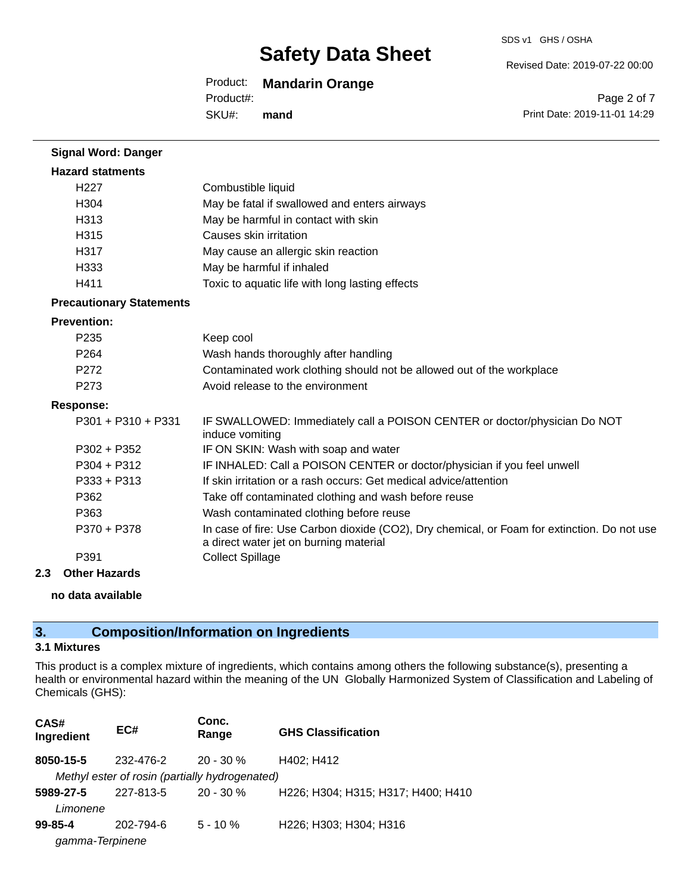**Signal Word: Danger**

**Hazard statments**

| | |
|---|---|
| H227 | Combustible liquid |
| H304 | May be fatal if swallowed and enters airways |
| H313 | May be harmful in contact with skin |
| H315 | Causes skin irritation |
| H317 | May cause an allergic skin reaction |
| H333 | May be harmful if inhaled |
| H411 | Toxic to aquatic life with long lasting effects |

**Precautionary Statements**

**Prevention:**

| | |
|---|---|
| P235 | Keep cool |
| P264 | Wash hands thoroughly after handling |
| P272 | Contaminated work clothing should not be allowed out of the workplace |
| P273 | Avoid release to the environment |

**Response:**

| | |
|---|---|
| P301 + P310 + P331 | IF SWALLOWED: Immediately call a POISON CENTER or doctor/physician Do NOT induce vomiting |
| P302 + P352 | IF ON SKIN: Wash with soap and water |
| P304 + P312 | IF INHALED: Call a POISON CENTER or doctor/physician if you feel unwell |
| P333 + P313 | If skin irritation or a rash occurs: Get medical advice/attention |
| P362 | Take off contaminated clothing and wash before reuse |
| P363 | Wash contaminated clothing before reuse |
| P370 + P378 | In case of fire: Use Carbon dioxide ($CO_2$), Dry chemical, or Foam for extinction. Do not use a direct water jet on burning material |
| P391 | Collect Spillage |

**2.3 Other Hazards**

**no data available**

## 3. Composition/Information on Ingredients

### 3.1 Mixtures

This product is a complex mixture of ingredients, which contains among others the following substance(s), presenting a health or environmental hazard within the meaning of the UN Globally Harmonized System of Classification and Labeling of Chemicals (GHS):

| CAS# Ingredient | EC# | Conc. Range | GHS Classification |
|---|---|---|---|
| **8050-15-5** | 232-476-2 | 20 - 30 % | H402; H412 |
| *Methyl ester of rosin (partially hydrogenated)* | | | |
| **5989-27-5** | 227-813-5 | 20 - 30 % | H226; H304; H315; H317; H400; H410 |
| *Limonene* | | | |
| **99-85-4** | 202-794-6 | 5 - 10 % | H226; H303; H304; H316 |
| *gamma-Terpinene* | | | |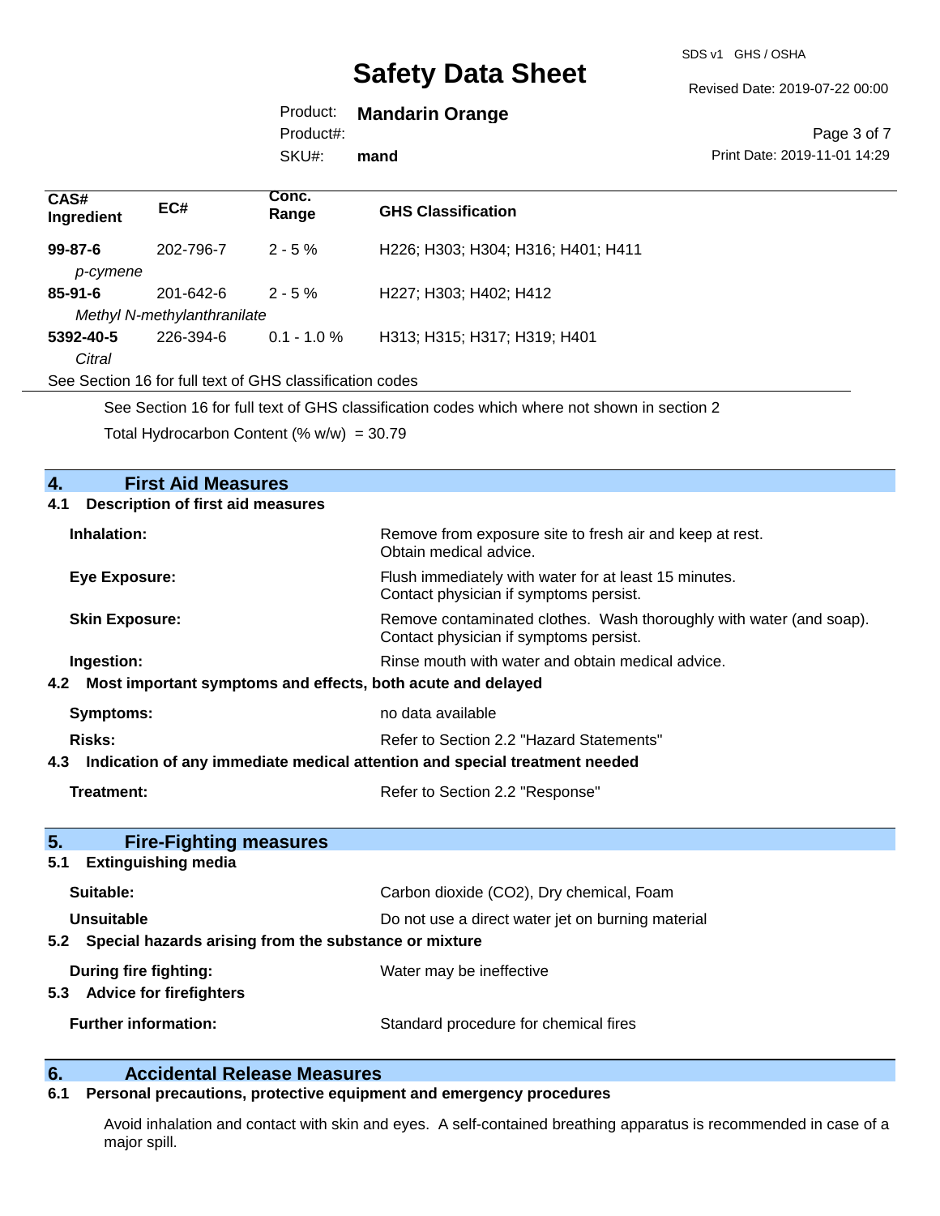| CAS# Ingredient | EC# | Conc. Range | GHS Classification |
|---|---|---|---|
| **99-87-6** | 202-796-7 | 2 - 5 % | H226; H303; H304; H316; H401; H411 |
| *p-cymene* | | | |
| **85-91-6** | 201-642-6 | 2 - 5 % | H227; H303; H402; H412 |
| *Methyl N-methylanthranilate* | | | |
| **5392-40-5** | 226-394-6 | 0.1 - 1.0 % | H313; H315; H317; H319; H401 |
| *Citral* | | | |

See Section 16 for full text of GHS classification codes

See Section 16 for full text of GHS classification codes which where not shown in section 2

Total Hydrocarbon Content (% w/w) = 30.79

## 4. First Aid Measures

### 4.1 Description of first aid measures

| | |
|---|---|
| **Inhalation:** | Remove from exposure site to fresh air and keep at rest. Obtain medical advice. |
| **Eye Exposure:** | Flush immediately with water for at least 15 minutes. Contact physician if symptoms persist. |
| **Skin Exposure:** | Remove contaminated clothes. Wash thoroughly with water (and soap). Contact physician if symptoms persist. |
| **Ingestion:** | Rinse mouth with water and obtain medical advice. |

### 4.2 Most important symptoms and effects, both acute and delayed

| | |
|---|---|
| **Symptoms:** | no data available |
| **Risks:** | Refer to Section 2.2 "Hazard Statements" |

### 4.3 Indication of any immediate medical attention and special treatment needed

| | |
|---|---|
| **Treatment:** | Refer to Section 2.2 "Response" |

## 5. Fire-Fighting measures

### 5.1 Extinguishing media

| | |
|---|---|
| **Suitable:** | Carbon dioxide ($CO_2$), Dry chemical, Foam |
| **Unsuitable** | Do not use a direct water jet on burning material |

### 5.2 Special hazards arising from the substance or mixture

| | |
|---|---|
| **During fire fighting:** | Water may be ineffective |

### 5.3 Advice for firefighters

| | |
|---|---|
| **Further information:** | Standard procedure for chemical fires |

## 6. Accidental Release Measures

### 6.1 Personal precautions, protective equipment and emergency procedures

Avoid inhalation and contact with skin and eyes. A self-contained breathing apparatus is recommended in case of a major spill.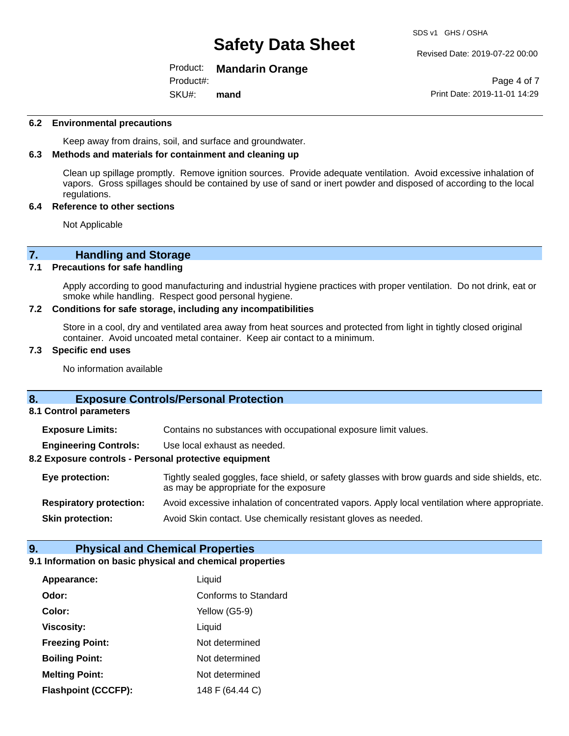### 6.2 Environmental precautions

Keep away from drains, soil, and surface and groundwater.

### 6.3 Methods and materials for containment and cleaning up

Clean up spillage promptly. Remove ignition sources. Provide adequate ventilation. Avoid excessive inhalation of vapors. Gross spillages should be contained by use of sand or inert powder and disposed of according to the local regulations.

### 6.4 Reference to other sections

Not Applicable

## 7. Handling and Storage

### 7.1 Precautions for safe handling

Apply according to good manufacturing and industrial hygiene practices with proper ventilation. Do not drink, eat or smoke while handling. Respect good personal hygiene.

### 7.2 Conditions for safe storage, including any incompatibilities

Store in a cool, dry and ventilated area away from heat sources and protected from light in tightly closed original container. Avoid uncoated metal container. Keep air contact to a minimum.

### 7.3 Specific end uses

No information available

## 8. Exposure Controls/Personal Protection

### 8.1 Control parameters

| | |
|---|---|
| **Exposure Limits:** | Contains no substances with occupational exposure limit values. |
| **Engineering Controls:** | Use local exhaust as needed. |

### 8.2 Exposure controls - Personal protective equipment

| | |
|---|---|
| **Eye protection:** | Tightly sealed goggles, face shield, or safety glasses with brow guards and side shields, etc. as may be appropriate for the exposure |
| **Respiratory protection:** | Avoid excessive inhalation of concentrated vapors. Apply local ventilation where appropriate. |
| **Skin protection:** | Avoid Skin contact. Use chemically resistant gloves as needed. |

## 9. Physical and Chemical Properties

### 9.1 Information on basic physical and chemical properties

| | |
|---|---|
| **Appearance:** | Liquid |
| **Odor:** | Conforms to Standard |
| **Color:** | Yellow (G5-9) |
| **Viscosity:** | Liquid |
| **Freezing Point:** | Not determined |
| **Boiling Point:** | Not determined |
| **Melting Point:** | Not determined |
| **Flashpoint (CCCFP):** | 148 F (64.44 C) |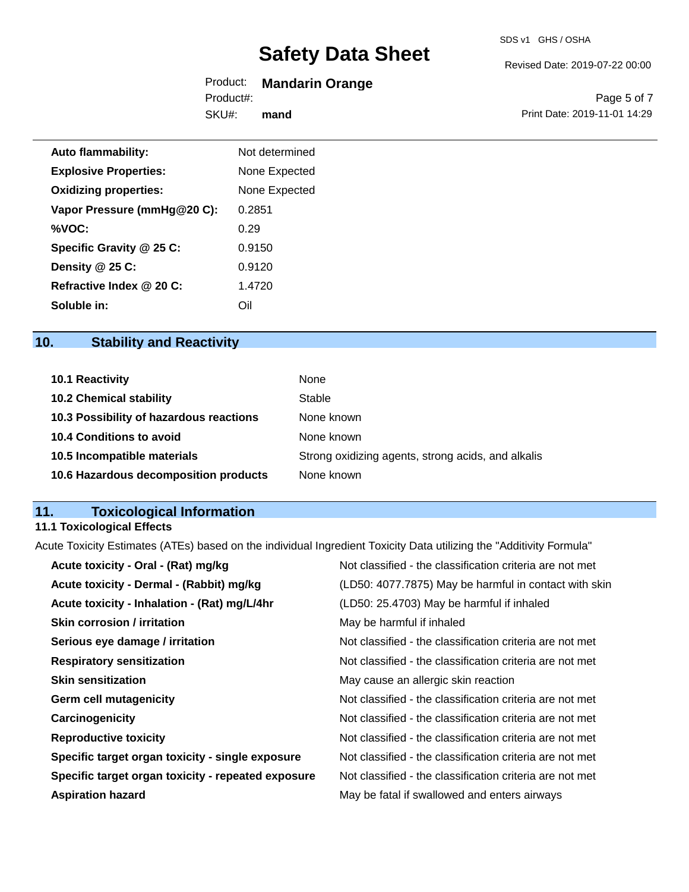| | |
|---|---|
| **Auto flammability:** | Not determined |
| **Explosive Properties:** | None Expected |
| **Oxidizing properties:** | None Expected |
| **Vapor Pressure (mmHg@20 C):** | 0.2851 |
| **%VOC:** | 0.29 |
| **Specific Gravity @ 25 C:** | 0.9150 |
| **Density @ 25 C:** | 0.9120 |
| **Refractive Index @ 20 C:** | 1.4720 |
| **Soluble in:** | Oil |

## 10. Stability and Reactivity

| | |
|---|---|
| **10.1 Reactivity** | None |
| **10.2 Chemical stability** | Stable |
| **10.3 Possibility of hazardous reactions** | None known |
| **10.4 Conditions to avoid** | None known |
| **10.5 Incompatible materials** | Strong oxidizing agents, strong acids, and alkalis |
| **10.6 Hazardous decomposition products** | None known |

## 11. Toxicological Information

### 11.1 Toxicological Effects

Acute Toxicity Estimates (ATEs) based on the individual Ingredient Toxicity Data utilizing the "Additivity Formula"

| | |
|---|---|
| **Acute toxicity - Oral - (Rat) mg/kg** | Not classified - the classification criteria are not met |
| **Acute toxicity - Dermal - (Rabbit) mg/kg** | (LD50: 4077.7875) May be harmful in contact with skin |
| **Acute toxicity - Inhalation - (Rat) mg/L/4hr** | (LD50: 25.4703) May be harmful if inhaled |
| **Skin corrosion / irritation** | May be harmful if inhaled |
| **Serious eye damage / irritation** | Not classified - the classification criteria are not met |
| **Respiratory sensitization** | Not classified - the classification criteria are not met |
| **Skin sensitization** | May cause an allergic skin reaction |
| **Germ cell mutagenicity** | Not classified - the classification criteria are not met |
| **Carcinogenicity** | Not classified - the classification criteria are not met |
| **Reproductive toxicity** | Not classified - the classification criteria are not met |
| **Specific target organ toxicity - single exposure** | Not classified - the classification criteria are not met |
| **Specific target organ toxicity - repeated exposure** | Not classified - the classification criteria are not met |
| **Aspiration hazard** | May be fatal if swallowed and enters airways |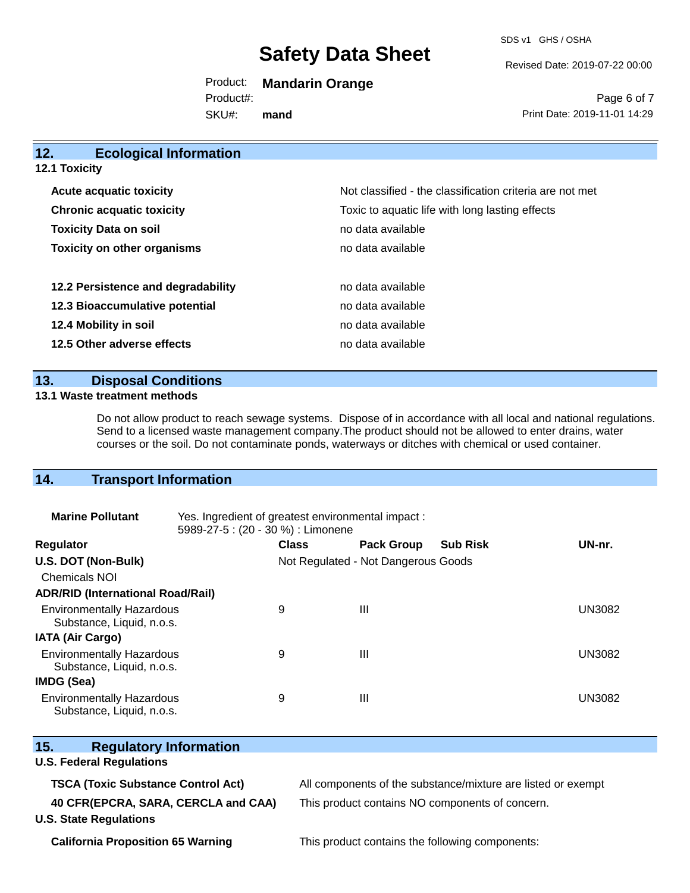## 12. Ecological Information

### 12.1 Toxicity

| | |
|---|---|
| **Acute acquatic toxicity** | Not classified - the classification criteria are not met |
| **Chronic acquatic toxicity** | Toxic to aquatic life with long lasting effects |
| **Toxicity Data on soil** | no data available |
| **Toxicity on other organisms** | no data available |

| | |
|---|---|
| **12.2 Persistence and degradability** | no data available |
| **12.3 Bioaccumulative potential** | no data available |
| **12.4 Mobility in soil** | no data available |
| **12.5 Other adverse effects** | no data available |

## 13. Disposal Conditions

### 13.1 Waste treatment methods

Do not allow product to reach sewage systems. Dispose of in accordance with all local and national regulations. Send to a licensed waste management company.The product should not be allowed to enter drains, water courses or the soil. Do not contaminate ponds, waterways or ditches with chemical or used container.

## 14. Transport Information

**Marine Pollutant** Yes. Ingredient of greatest environmental impact : 5989-27-5 : (20 - 30 %) : Limonene

| Regulator | Class | Pack Group | Sub Risk | UN-nr. |
|---|---|---|---|---|
| **U.S. DOT (Non-Bulk)** | Not Regulated - Not Dangerous Goods | | | |
| Chemicals NOI | | | | |
| **ADR/RID (International Road/Rail)** | | | | |
| Environmentally Hazardous Substance, Liquid, n.o.s. | 9 | III | | UN3082 |
| **IATA (Air Cargo)** | | | | |
| Environmentally Hazardous Substance, Liquid, n.o.s. | 9 | III | | UN3082 |
| **IMDG (Sea)** | | | | |
| Environmentally Hazardous Substance, Liquid, n.o.s. | 9 | III | | UN3082 |

## 15. Regulatory Information

**U.S. Federal Regulations**

| | |
|---|---|
| **TSCA (Toxic Substance Control Act)** | All components of the substance/mixture are listed or exempt |
| **40 CFR(EPCRA, SARA, CERCLA and CAA)** | This product contains NO components of concern. |

**U.S. State Regulations**

| | |
|---|---|
| **California Proposition 65 Warning** | This product contains the following components: |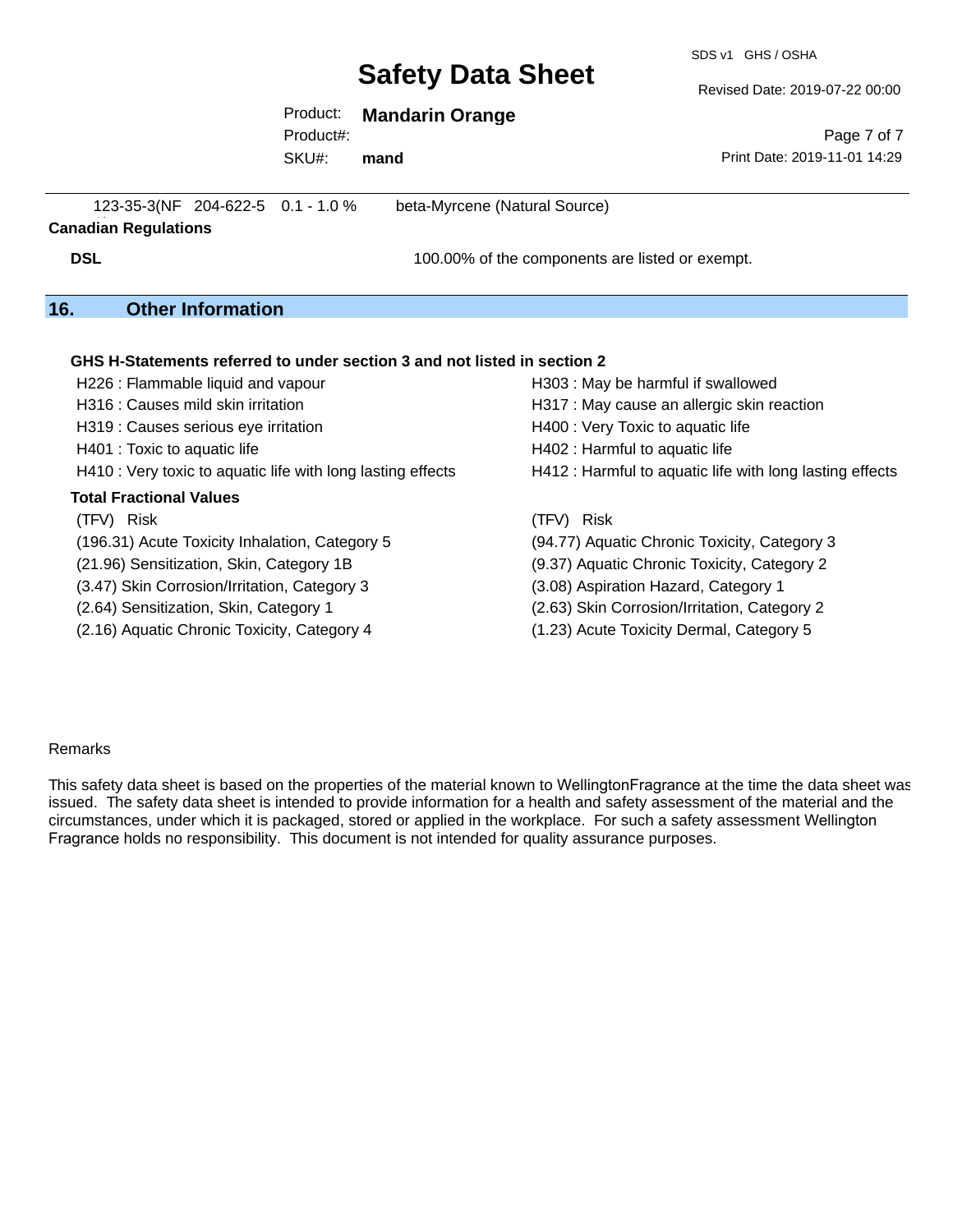| | | | |
|---|---|---|---|
| 123-35-3(NF | 204-622-5 | 0.1 - 1.0 % | beta-Myrcene (Natural Source) |

**Canadian Regulations**

| | |
|---|---|
| **DSL** | 100.00% of the components are listed or exempt. |

## 16. Other Information

**GHS H-Statements referred to under section 3 and not listed in section 2**

H226 : Flammable liquid and vapour
H303 : May be harmful if swallowed
H316 : Causes mild skin irritation
H317 : May cause an allergic skin reaction
H319 : Causes serious eye irritation
H400 : Very Toxic to aquatic life
H401 : Toxic to aquatic life
H402 : Harmful to aquatic life
H410 : Very toxic to aquatic life with long lasting effects
H412 : Harmful to aquatic life with long lasting effects

**Total Fractional Values**

| (TFV) Risk | (TFV) Risk |
|---|---|
| (196.31) Acute Toxicity Inhalation, Category 5 | (94.77) Aquatic Chronic Toxicity, Category 3 |
| (21.96) Sensitization, Skin, Category 1B | (9.37) Aquatic Chronic Toxicity, Category 2 |
| (3.47) Skin Corrosion/Irritation, Category 3 | (3.08) Aspiration Hazard, Category 1 |
| (2.64) Sensitization, Skin, Category 1 | (2.63) Skin Corrosion/Irritation, Category 2 |
| (2.16) Aquatic Chronic Toxicity, Category 4 | (1.23) Acute Toxicity Dermal, Category 5 |

Remarks

This safety data sheet is based on the properties of the material known to WellingtonFragrance at the time the data sheet was issued. The safety data sheet is intended to provide information for a health and safety assessment of the material and the circumstances, under which it is packaged, stored or applied in the workplace. For such a safety assessment Wellington Fragrance holds no responsibility. This document is not intended for quality assurance purposes.